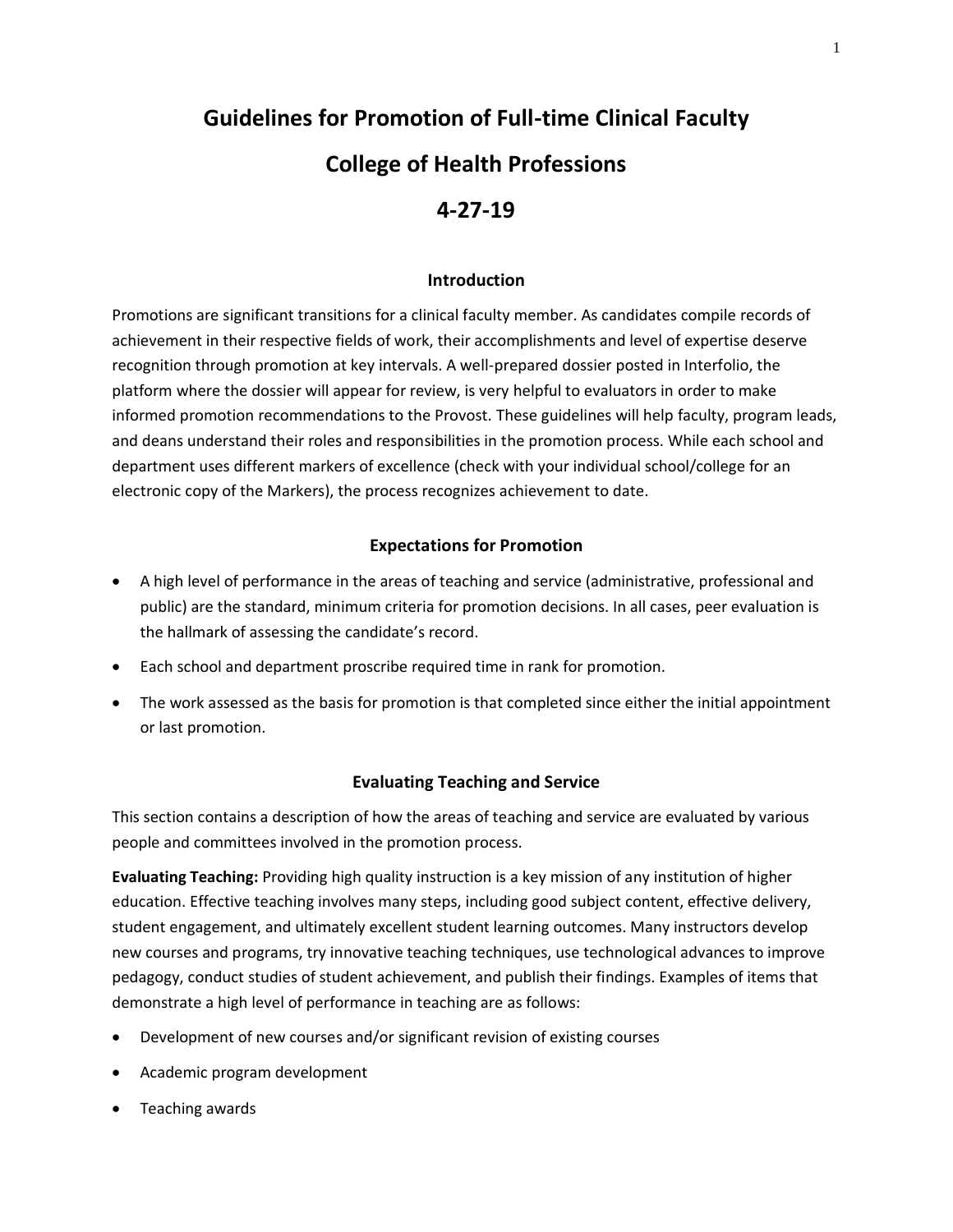# Guidelines for Promotion of Full-time Clinical Faculty

# College of Health Professions

# 4-27-19

## Introduction

Promotions are significant transitions for a clinical faculty member. As candidates compile records of achievement in their respective fields of work, their accomplishments and level of expertise deserve recognition through promotion at key intervals. A well-prepared dossier posted in Interfolio, the platform where the dossier will appear for review, is very helpful to evaluators in order to make informed promotion recommendations to the Provost. These guidelines will help faculty, program leads, and deans understand their roles and responsibilities in the promotion process. While each school and department uses different markers of excellence (check with your individual school/college for an electronic copy of the Markers), the process recognizes achievement to date.

## Expectations for Promotion

- A high level of performance in the areas of teaching and service (administrative, professional and public) are the standard, minimum criteria for promotion decisions. In all cases, peer evaluation is the hallmark of assessing the candidate's record.
- Each school and department proscribe required time in rank for promotion.
- The work assessed as the basis for promotion is that completed since either the initial appointment or last promotion.

## Evaluating Teaching and Service

This section contains a description of how the areas of teaching and service are evaluated by various people and committees involved in the promotion process.

**Evaluating Teaching:** Providing high quality instruction is a key mission of any institution of higher education. Effective teaching involves many steps, including good subject content, effective delivery, student engagement, and ultimately excellent student learning outcomes. Many instructors develop new courses and programs, try innovative teaching techniques, use technological advances to improve pedagogy, conduct studies of student achievement, and publish their findings. Examples of items that demonstrate a high level of performance in teaching are as follows:

- Development of new courses and/or significant revision of existing courses
- Academic program development
- Teaching awards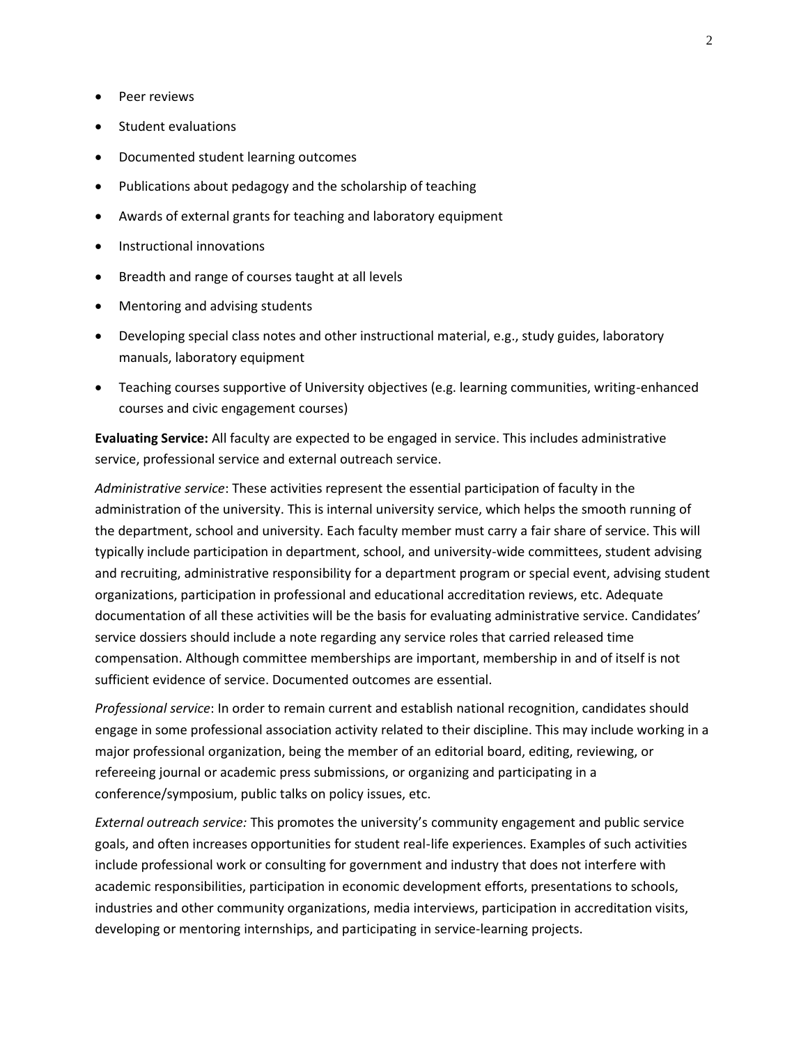- Peer reviews
- Student evaluations
- Documented student learning outcomes
- Publications about pedagogy and the scholarship of teaching
- Awards of external grants for teaching and laboratory equipment
- Instructional innovations
- Breadth and range of courses taught at all levels
- Mentoring and advising students
- Developing special class notes and other instructional material, e.g., study guides, laboratory manuals, laboratory equipment
- Teaching courses supportive of University objectives (e.g. learning communities, writing-enhanced courses and civic engagement courses)

**Evaluating Service:** All faculty are expected to be engaged in service. This includes administrative service, professional service and external outreach service.

*Administrative service*: These activities represent the essential participation of faculty in the administration of the university. This is internal university service, which helps the smooth running of the department, school and university. Each faculty member must carry a fair share of service. This will typically include participation in department, school, and university-wide committees, student advising and recruiting, administrative responsibility for a department program or special event, advising student organizations, participation in professional and educational accreditation reviews, etc. Adequate documentation of all these activities will be the basis for evaluating administrative service. Candidates' service dossiers should include a note regarding any service roles that carried released time compensation. Although committee memberships are important, membership in and of itself is not sufficient evidence of service. Documented outcomes are essential.

*Professional service*: In order to remain current and establish national recognition, candidates should engage in some professional association activity related to their discipline. This may include working in a major professional organization, being the member of an editorial board, editing, reviewing, or refereeing journal or academic press submissions, or organizing and participating in a conference/symposium, public talks on policy issues, etc.

*External outreach service:* This promotes the university's community engagement and public service goals, and often increases opportunities for student real-life experiences. Examples of such activities include professional work or consulting for government and industry that does not interfere with academic responsibilities, participation in economic development efforts, presentations to schools, industries and other community organizations, media interviews, participation in accreditation visits, developing or mentoring internships, and participating in service-learning projects.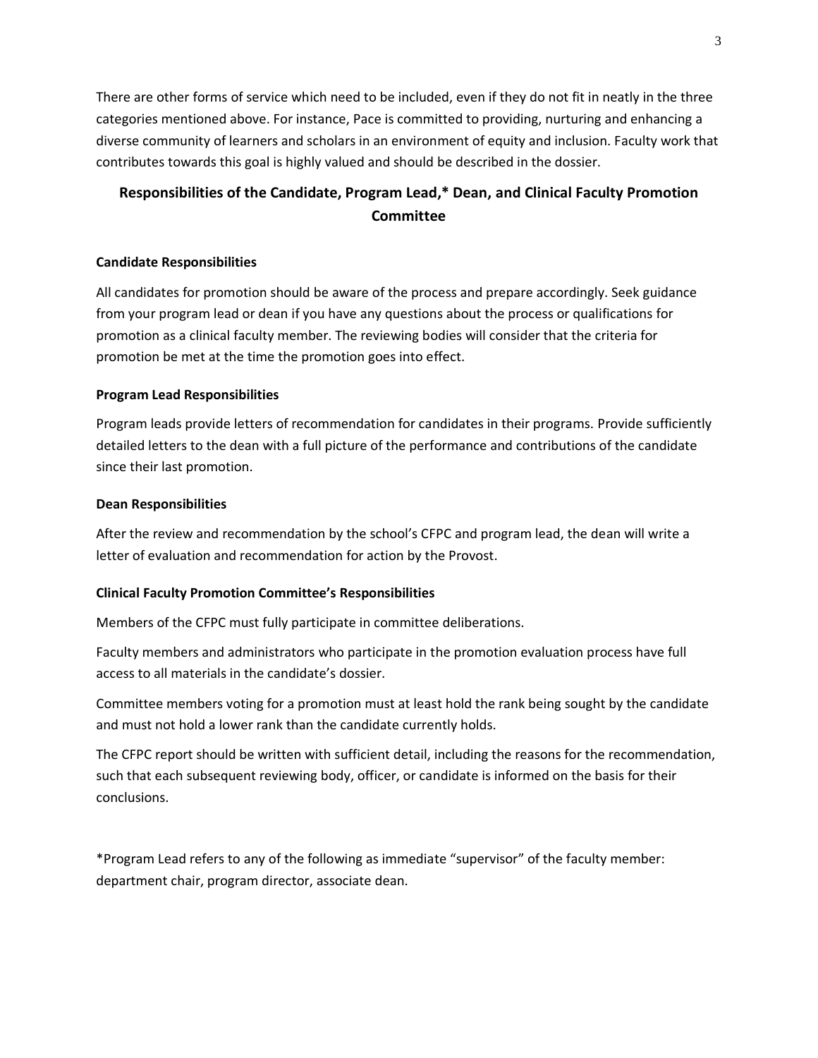There are other forms of service which need to be included, even if they do not fit in neatly in the three categories mentioned above. For instance, Pace is committed to providing, nurturing and enhancing a diverse community of learners and scholars in an environment of equity and inclusion. Faculty work that contributes towards this goal is highly valued and should be described in the dossier.

## Responsibilities of the Candidate, Program Lead,* Dean, and Clinical Faculty Promotion Committee

### Candidate Responsibilities

All candidates for promotion should be aware of the process and prepare accordingly. Seek guidance from your program lead or dean if you have any questions about the process or qualifications for promotion as a clinical faculty member. The reviewing bodies will consider that the criteria for promotion be met at the time the promotion goes into effect.

### Program Lead Responsibilities

Program leads provide letters of recommendation for candidates in their programs. Provide sufficiently detailed letters to the dean with a full picture of the performance and contributions of the candidate since their last promotion.

### Dean Responsibilities

After the review and recommendation by the school's CFPC and program lead, the dean will write a letter of evaluation and recommendation for action by the Provost.

### Clinical Faculty Promotion Committee's Responsibilities

Members of the CFPC must fully participate in committee deliberations.

Faculty members and administrators who participate in the promotion evaluation process have full access to all materials in the candidate's dossier.

Committee members voting for a promotion must at least hold the rank being sought by the candidate and must not hold a lower rank than the candidate currently holds.

The CFPC report should be written with sufficient detail, including the reasons for the recommendation, such that each subsequent reviewing body, officer, or candidate is informed on the basis for their conclusions.

*Program Lead refers to any of the following as immediate "supervisor" of the faculty member: department chair, program director, associate dean.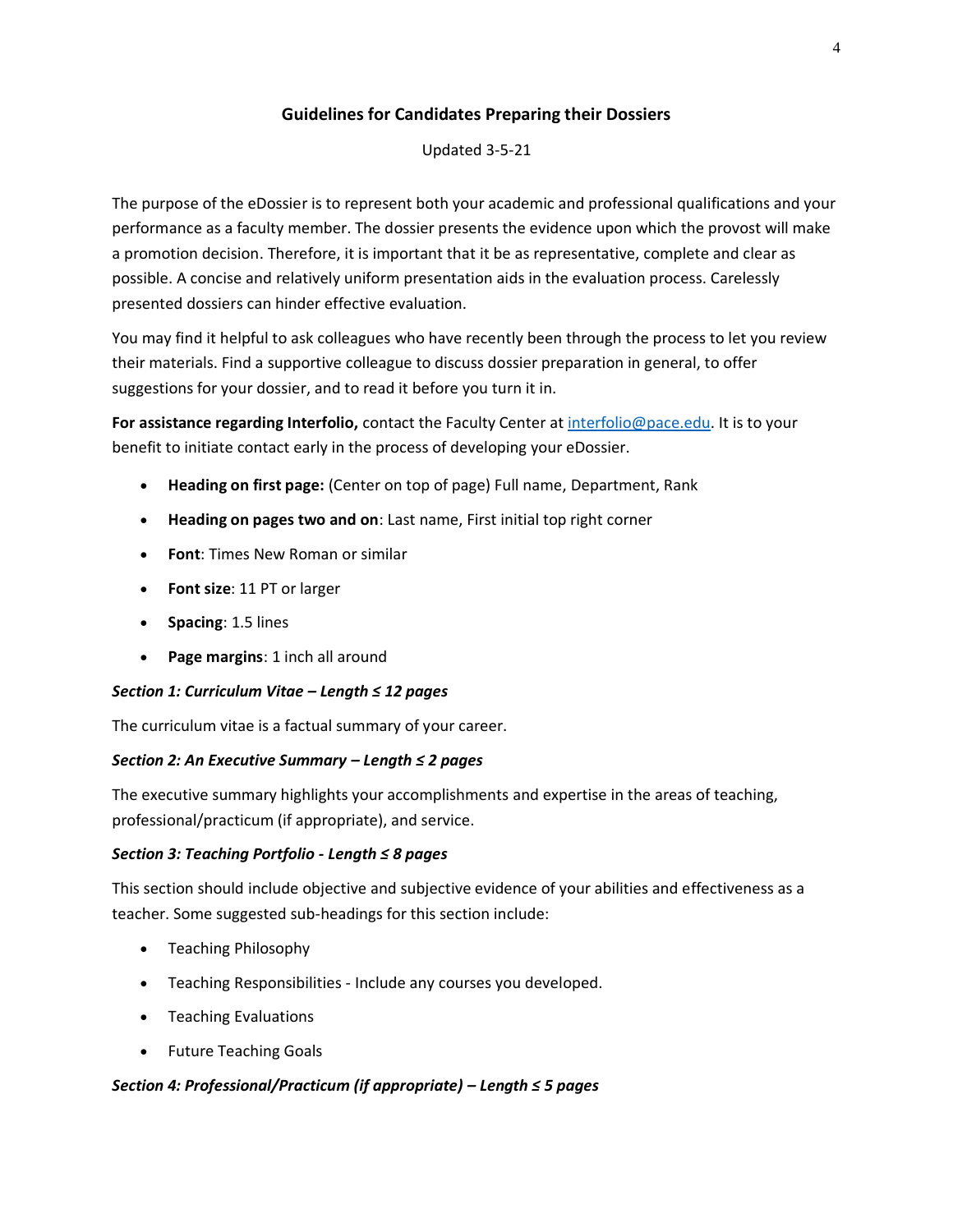## Guidelines for Candidates Preparing their Dossiers

Updated 3-5-21

The purpose of the eDossier is to represent both your academic and professional qualifications and your performance as a faculty member. The dossier presents the evidence upon which the provost will make a promotion decision. Therefore, it is important that it be as representative, complete and clear as possible. A concise and relatively uniform presentation aids in the evaluation process. Carelessly presented dossiers can hinder effective evaluation.

You may find it helpful to ask colleagues who have recently been through the process to let you review their materials. Find a supportive colleague to discuss dossier preparation in general, to offer suggestions for your dossier, and to read it before you turn it in.

**For assistance regarding Interfolio,** contact the Faculty Center at interfolio@pace.edu. It is to your benefit to initiate contact early in the process of developing your eDossier.

- **Heading on first page:** (Center on top of page) Full name, Department, Rank
- **Heading on pages two and on**: Last name, First initial top right corner
- **Font**: Times New Roman or similar
- **Font size**: 11 PT or larger
- **Spacing**: 1.5 lines
- **Page margins**: 1 inch all around

***Section 1: Curriculum Vitae – Length ≤ 12 pages***

The curriculum vitae is a factual summary of your career.

***Section 2: An Executive Summary – Length ≤ 2 pages***

The executive summary highlights your accomplishments and expertise in the areas of teaching, professional/practicum (if appropriate), and service.

***Section 3: Teaching Portfolio - Length ≤ 8 pages***

This section should include objective and subjective evidence of your abilities and effectiveness as a teacher. Some suggested sub-headings for this section include:

- Teaching Philosophy
- Teaching Responsibilities - Include any courses you developed.
- Teaching Evaluations
- Future Teaching Goals

***Section 4: Professional/Practicum (if appropriate) – Length ≤ 5 pages***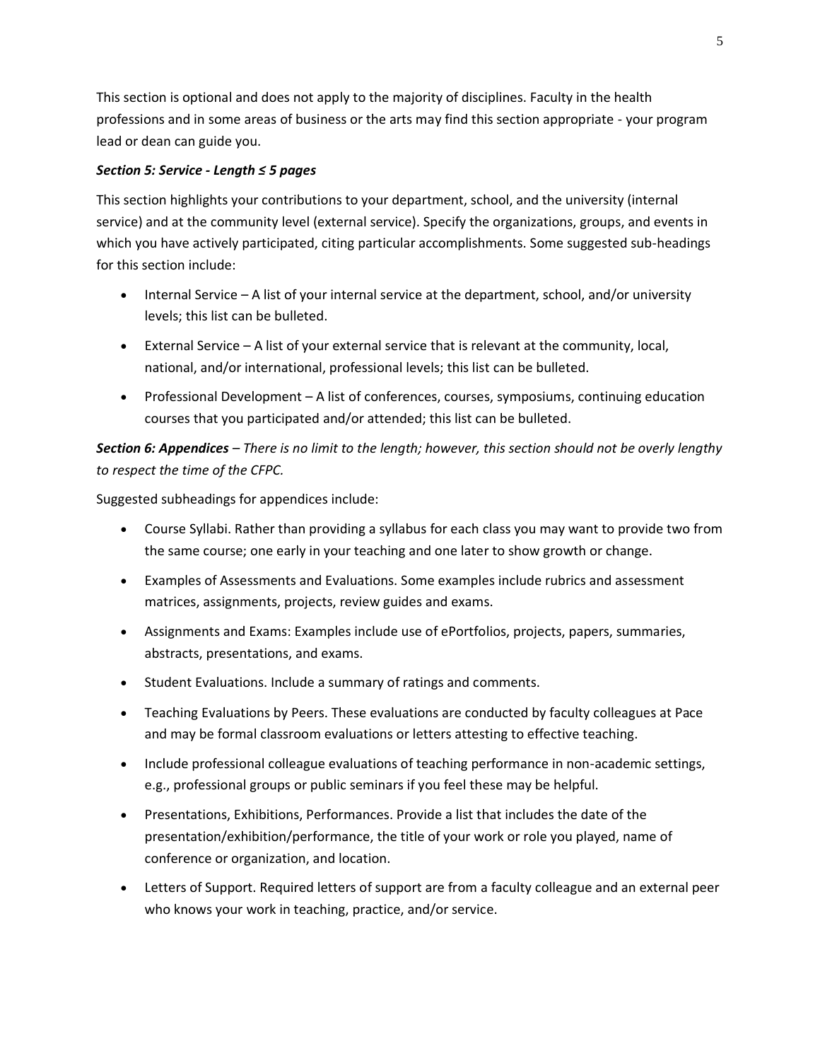This section is optional and does not apply to the majority of disciplines. Faculty in the health professions and in some areas of business or the arts may find this section appropriate - your program lead or dean can guide you.

***Section 5: Service - Length ≤ 5 pages***

This section highlights your contributions to your department, school, and the university (internal service) and at the community level (external service). Specify the organizations, groups, and events in which you have actively participated, citing particular accomplishments. Some suggested sub-headings for this section include:

- Internal Service – A list of your internal service at the department, school, and/or university levels; this list can be bulleted.
- External Service – A list of your external service that is relevant at the community, local, national, and/or international, professional levels; this list can be bulleted.
- Professional Development – A list of conferences, courses, symposiums, continuing education courses that you participated and/or attended; this list can be bulleted.

***Section 6: Appendices*** *– There is no limit to the length; however, this section should not be overly lengthy to respect the time of the CFPC.*

Suggested subheadings for appendices include:

- Course Syllabi. Rather than providing a syllabus for each class you may want to provide two from the same course; one early in your teaching and one later to show growth or change.
- Examples of Assessments and Evaluations. Some examples include rubrics and assessment matrices, assignments, projects, review guides and exams.
- Assignments and Exams: Examples include use of ePortfolios, projects, papers, summaries, abstracts, presentations, and exams.
- Student Evaluations. Include a summary of ratings and comments.
- Teaching Evaluations by Peers. These evaluations are conducted by faculty colleagues at Pace and may be formal classroom evaluations or letters attesting to effective teaching.
- Include professional colleague evaluations of teaching performance in non-academic settings, e.g., professional groups or public seminars if you feel these may be helpful.
- Presentations, Exhibitions, Performances. Provide a list that includes the date of the presentation/exhibition/performance, the title of your work or role you played, name of conference or organization, and location.
- Letters of Support. Required letters of support are from a faculty colleague and an external peer who knows your work in teaching, practice, and/or service.